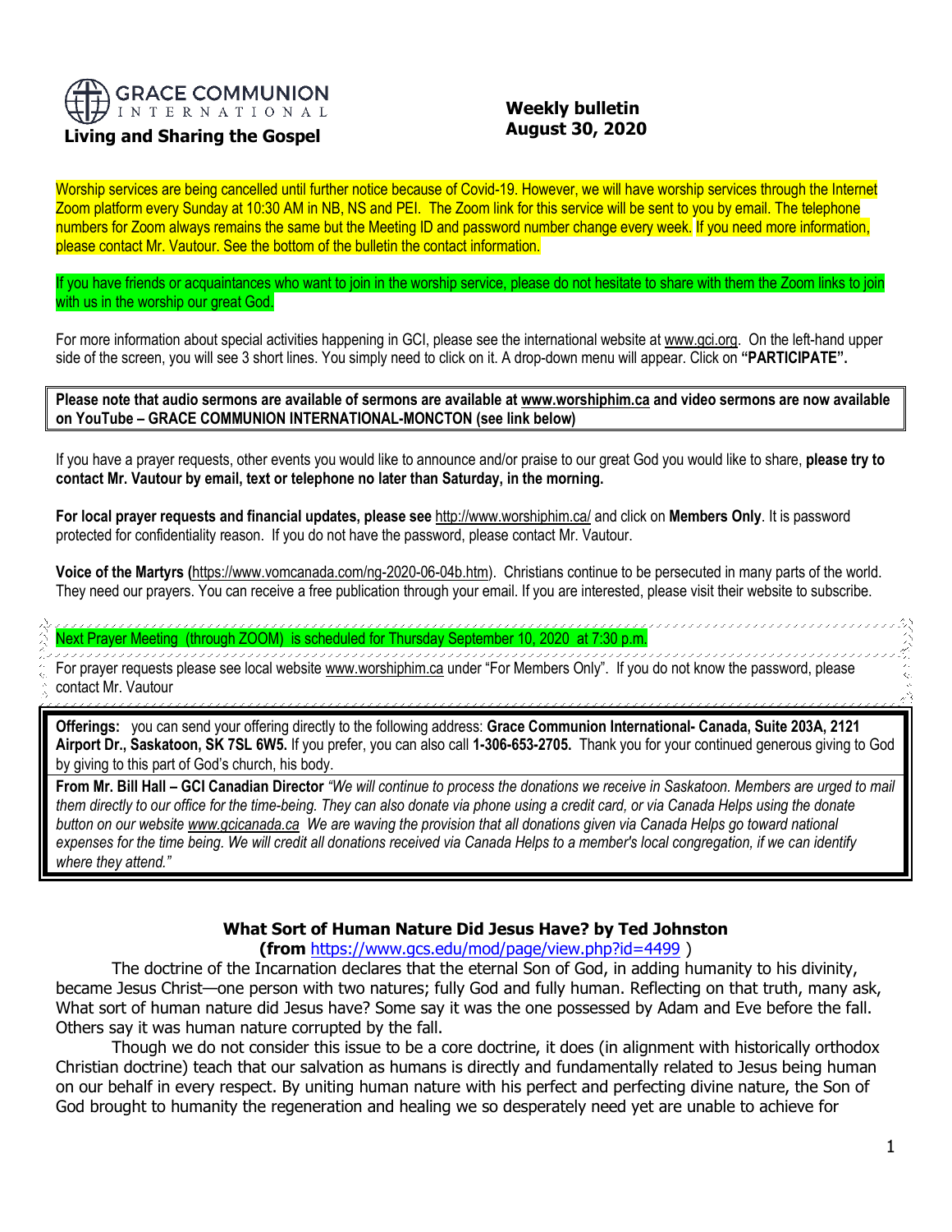GRACE COMMUNION INTERNATIONAL

**Living and Sharing the Gospel**

**Weekly bulletin**
**August 30, 2020**

Worship services are being cancelled until further notice because of Covid-19. However, we will have worship services through the Internet Zoom platform every Sunday at 10:30 AM in NB, NS and PEI. The Zoom link for this service will be sent to you by email. The telephone numbers for Zoom always remains the same but the Meeting ID and password number change every week. If you need more information, please contact Mr. Vautour. See the bottom of the bulletin the contact information.

If you have friends or acquaintances who want to join in the worship service, please do not hesitate to share with them the Zoom links to join with us in the worship our great God.

For more information about special activities happening in GCI, please see the international website at www.gci.org. On the left-hand upper side of the screen, you will see 3 short lines. You simply need to click on it. A drop-down menu will appear. Click on **"PARTICIPATE".**

**Please note that audio sermons are available of sermons are available at www.worshiphim.ca and video sermons are now available on YouTube – GRACE COMMUNION INTERNATIONAL-MONCTON (see link below)**

If you have a prayer requests, other events you would like to announce and/or praise to our great God you would like to share, **please try to contact Mr. Vautour by email, text or telephone no later than Saturday, in the morning.**

**For local prayer requests and financial updates, please see** http://www.worshiphim.ca/ and click on **Members Only**. It is password protected for confidentiality reason. If you do not have the password, please contact Mr. Vautour.

**Voice of the Martyrs (**https://www.vomcanada.com/ng-2020-06-04b.htm). Christians continue to be persecuted in many parts of the world. They need our prayers. You can receive a free publication through your email. If you are interested, please visit their website to subscribe.

Next Prayer Meeting (through ZOOM) is scheduled for Thursday September 10, 2020 at 7:30 p.m.

For prayer requests please see local website www.worshiphim.ca under "For Members Only". If you do not know the password, please contact Mr. Vautour

**Offerings:** you can send your offering directly to the following address: **Grace Communion International- Canada, Suite 203A, 2121 Airport Dr., Saskatoon, SK 7SL 6W5.** If you prefer, you can also call **1-306-653-2705.** Thank you for your continued generous giving to God by giving to this part of God's church, his body.

**From Mr. Bill Hall – GCI Canadian Director** *"We will continue to process the donations we receive in Saskatoon. Members are urged to mail them directly to our office for the time-being. They can also donate via phone using a credit card, or via Canada Helps using the donate button on our website www.gcicanada.ca We are waving the provision that all donations given via Canada Helps go toward national expenses for the time being. We will credit all donations received via Canada Helps to a member's local congregation, if we can identify where they attend."*

## What Sort of Human Nature Did Jesus Have? by Ted Johnston

**(from** https://www.gcs.edu/mod/page/view.php?id=4499 **)**

The doctrine of the Incarnation declares that the eternal Son of God, in adding humanity to his divinity, became Jesus Christ—one person with two natures; fully God and fully human. Reflecting on that truth, many ask, What sort of human nature did Jesus have? Some say it was the one possessed by Adam and Eve before the fall. Others say it was human nature corrupted by the fall.

Though we do not consider this issue to be a core doctrine, it does (in alignment with historically orthodox Christian doctrine) teach that our salvation as humans is directly and fundamentally related to Jesus being human on our behalf in every respect. By uniting human nature with his perfect and perfecting divine nature, the Son of God brought to humanity the regeneration and healing we so desperately need yet are unable to achieve for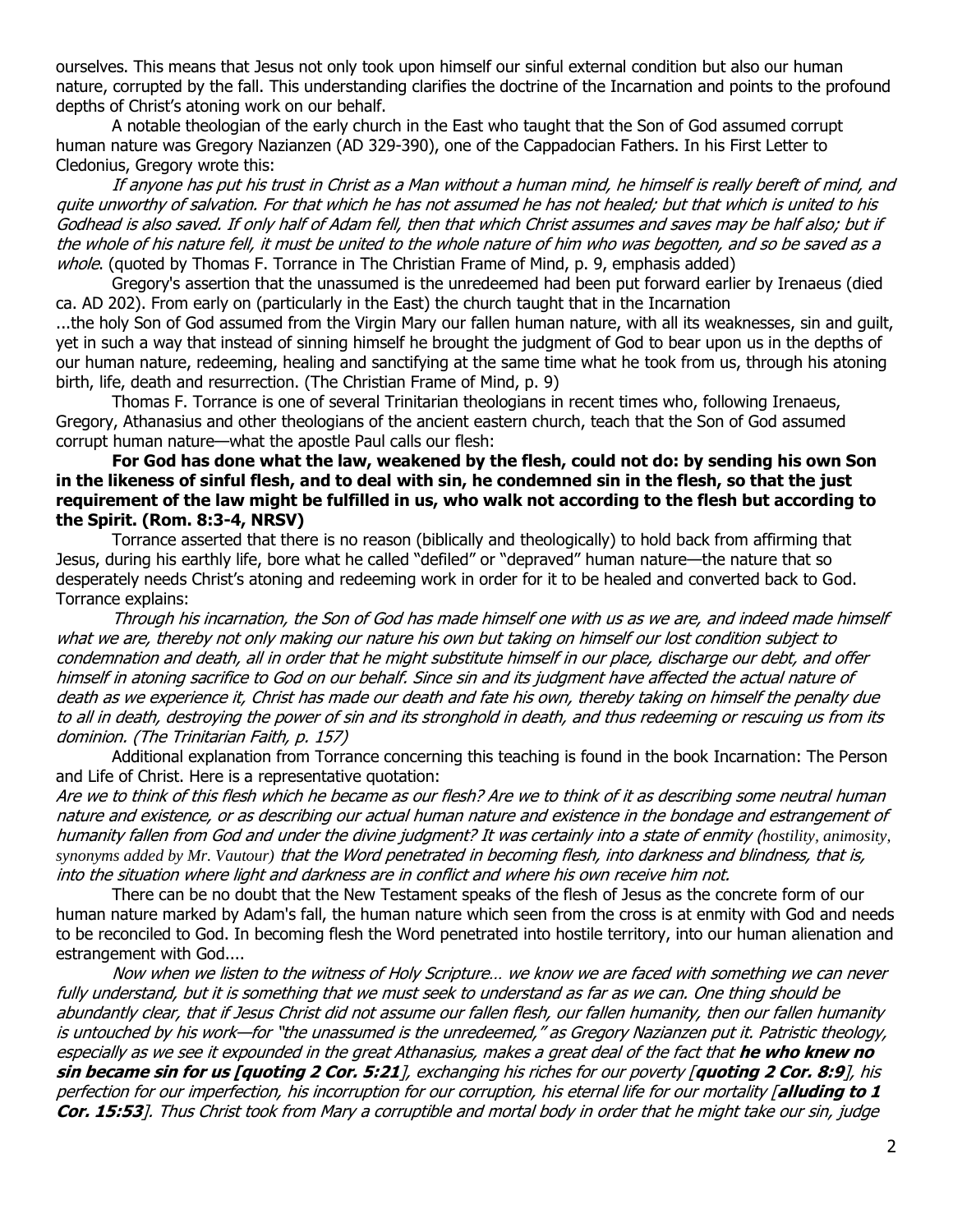ourselves. This means that Jesus not only took upon himself our sinful external condition but also our human nature, corrupted by the fall. This understanding clarifies the doctrine of the Incarnation and points to the profound depths of Christ's atoning work on our behalf.

A notable theologian of the early church in the East who taught that the Son of God assumed corrupt human nature was Gregory Nazianzen (AD 329-390), one of the Cappadocian Fathers. In his First Letter to Cledonius, Gregory wrote this:

*If anyone has put his trust in Christ as a Man without a human mind, he himself is really bereft of mind, and quite unworthy of salvation. For that which he has not assumed he has not healed; but that which is united to his Godhead is also saved. If only half of Adam fell, then that which Christ assumes and saves may be half also; but if the whole of his nature fell, it must be united to the whole nature of him who was begotten, and so be saved as a whole*. (quoted by Thomas F. Torrance in The Christian Frame of Mind, p. 9, emphasis added)

Gregory's assertion that the unassumed is the unredeemed had been put forward earlier by Irenaeus (died ca. AD 202). From early on (particularly in the East) the church taught that in the Incarnation

...the holy Son of God assumed from the Virgin Mary our fallen human nature, with all its weaknesses, sin and guilt, yet in such a way that instead of sinning himself he brought the judgment of God to bear upon us in the depths of our human nature, redeeming, healing and sanctifying at the same time what he took from us, through his atoning birth, life, death and resurrection. (The Christian Frame of Mind, p. 9)

Thomas F. Torrance is one of several Trinitarian theologians in recent times who, following Irenaeus, Gregory, Athanasius and other theologians of the ancient eastern church, teach that the Son of God assumed corrupt human nature—what the apostle Paul calls our flesh:

**For God has done what the law, weakened by the flesh, could not do: by sending his own Son in the likeness of sinful flesh, and to deal with sin, he condemned sin in the flesh, so that the just requirement of the law might be fulfilled in us, who walk not according to the flesh but according to the Spirit. (Rom. 8:3-4, NRSV)**

Torrance asserted that there is no reason (biblically and theologically) to hold back from affirming that Jesus, during his earthly life, bore what he called "defiled" or "depraved" human nature—the nature that so desperately needs Christ's atoning and redeeming work in order for it to be healed and converted back to God. Torrance explains:

*Through his incarnation, the Son of God has made himself one with us as we are, and indeed made himself what we are, thereby not only making our nature his own but taking on himself our lost condition subject to condemnation and death, all in order that he might substitute himself in our place, discharge our debt, and offer himself in atoning sacrifice to God on our behalf. Since sin and its judgment have affected the actual nature of death as we experience it, Christ has made our death and fate his own, thereby taking on himself the penalty due to all in death, destroying the power of sin and its stronghold in death, and thus redeeming or rescuing us from its dominion. (The Trinitarian Faith, p. 157)*

Additional explanation from Torrance concerning this teaching is found in the book Incarnation: The Person and Life of Christ. Here is a representative quotation:

*Are we to think of this flesh which he became as our flesh? Are we to think of it as describing some neutral human nature and existence, or as describing our actual human nature and existence in the bondage and estrangement of humanity fallen from God and under the divine judgment? It was certainly into a state of enmity (hostility, animosity, synonyms added by Mr. Vautour) that the Word penetrated in becoming flesh, into darkness and blindness, that is, into the situation where light and darkness are in conflict and where his own receive him not.*

There can be no doubt that the New Testament speaks of the flesh of Jesus as the concrete form of our human nature marked by Adam's fall, the human nature which seen from the cross is at enmity with God and needs to be reconciled to God. In becoming flesh the Word penetrated into hostile territory, into our human alienation and estrangement with God....

*Now when we listen to the witness of Holy Scripture… we know we are faced with something we can never fully understand, but it is something that we must seek to understand as far as we can. One thing should be abundantly clear, that if Jesus Christ did not assume our fallen flesh, our fallen humanity, then our fallen humanity is untouched by his work—for "the unassumed is the unredeemed," as Gregory Nazianzen put it. Patristic theology, especially as we see it expounded in the great Athanasius, makes a great deal of the fact that **he who knew no sin became sin for us [quoting 2 Cor. 5:21**], exchanging his riches for our poverty [**quoting 2 Cor. 8:9**], his perfection for our imperfection, his incorruption for our corruption, his eternal life for our mortality [**alluding to 1 Cor. 15:53**]. Thus Christ took from Mary a corruptible and mortal body in order that he might take our sin, judge*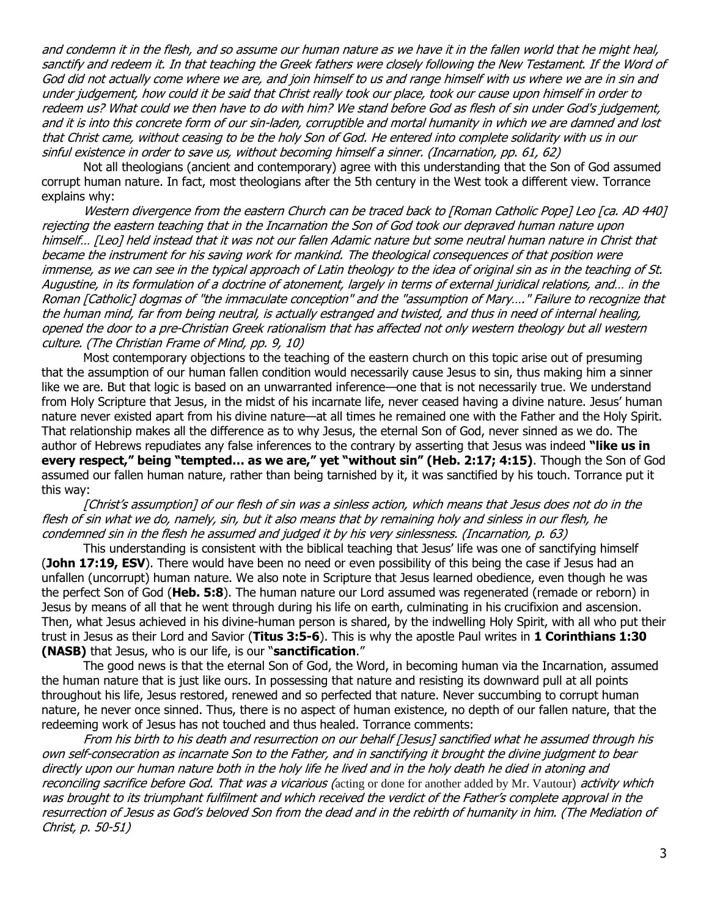*and condemn it in the flesh, and so assume our human nature as we have it in the fallen world that he might heal, sanctify and redeem it. In that teaching the Greek fathers were closely following the New Testament. If the Word of God did not actually come where we are, and join himself to us and range himself with us where we are in sin and under judgement, how could it be said that Christ really took our place, took our cause upon himself in order to redeem us? What could we then have to do with him? We stand before God as flesh of sin under God's judgement, and it is into this concrete form of our sin-laden, corruptible and mortal humanity in which we are damned and lost that Christ came, without ceasing to be the holy Son of God. He entered into complete solidarity with us in our sinful existence in order to save us, without becoming himself a sinner. (Incarnation, pp. 61, 62)*

Not all theologians (ancient and contemporary) agree with this understanding that the Son of God assumed corrupt human nature. In fact, most theologians after the 5th century in the West took a different view. Torrance explains why:

*Western divergence from the eastern Church can be traced back to [Roman Catholic Pope] Leo [ca. AD 440] rejecting the eastern teaching that in the Incarnation the Son of God took our depraved human nature upon himself… [Leo] held instead that it was not our fallen Adamic nature but some neutral human nature in Christ that became the instrument for his saving work for mankind. The theological consequences of that position were immense, as we can see in the typical approach of Latin theology to the idea of original sin as in the teaching of St. Augustine, in its formulation of a doctrine of atonement, largely in terms of external juridical relations, and… in the Roman [Catholic] dogmas of "the immaculate conception" and the "assumption of Mary…." Failure to recognize that the human mind, far from being neutral, is actually estranged and twisted, and thus in need of internal healing, opened the door to a pre-Christian Greek rationalism that has affected not only western theology but all western culture. (The Christian Frame of Mind, pp. 9, 10)*

Most contemporary objections to the teaching of the eastern church on this topic arise out of presuming that the assumption of our human fallen condition would necessarily cause Jesus to sin, thus making him a sinner like we are. But that logic is based on an unwarranted inference—one that is not necessarily true. We understand from Holy Scripture that Jesus, in the midst of his incarnate life, never ceased having a divine nature. Jesus' human nature never existed apart from his divine nature—at all times he remained one with the Father and the Holy Spirit. That relationship makes all the difference as to why Jesus, the eternal Son of God, never sinned as we do. The author of Hebrews repudiates any false inferences to the contrary by asserting that Jesus was indeed **"like us in every respect," being "tempted… as we are," yet "without sin" (Heb. 2:17; 4:15)**. Though the Son of God assumed our fallen human nature, rather than being tarnished by it, it was sanctified by his touch. Torrance put it this way:

*[Christ's assumption] of our flesh of sin was a sinless action, which means that Jesus does not do in the flesh of sin what we do, namely, sin, but it also means that by remaining holy and sinless in our flesh, he condemned sin in the flesh he assumed and judged it by his very sinlessness. (Incarnation, p. 63)*

This understanding is consistent with the biblical teaching that Jesus' life was one of sanctifying himself (**John 17:19, ESV**). There would have been no need or even possibility of this being the case if Jesus had an unfallen (uncorrupt) human nature. We also note in Scripture that Jesus learned obedience, even though he was the perfect Son of God (**Heb. 5:8**). The human nature our Lord assumed was regenerated (remade or reborn) in Jesus by means of all that he went through during his life on earth, culminating in his crucifixion and ascension. Then, what Jesus achieved in his divine-human person is shared, by the indwelling Holy Spirit, with all who put their trust in Jesus as their Lord and Savior (**Titus 3:5-6**). This is why the apostle Paul writes in **1 Corinthians 1:30 (NASB)** that Jesus, who is our life, is our "**sanctification**."

The good news is that the eternal Son of God, the Word, in becoming human via the Incarnation, assumed the human nature that is just like ours. In possessing that nature and resisting its downward pull at all points throughout his life, Jesus restored, renewed and so perfected that nature. Never succumbing to corrupt human nature, he never once sinned. Thus, there is no aspect of human existence, no depth of our fallen nature, that the redeeming work of Jesus has not touched and thus healed. Torrance comments:

*From his birth to his death and resurrection on our behalf [Jesus] sanctified what he assumed through his own self-consecration as incarnate Son to the Father, and in sanctifying it brought the divine judgment to bear directly upon our human nature both in the holy life he lived and in the holy death he died in atoning and reconciling sacrifice before God. That was a vicarious (*acting or done for another added by Mr. Vautour) *activity which was brought to its triumphant fulfilment and which received the verdict of the Father's complete approval in the resurrection of Jesus as God's beloved Son from the dead and in the rebirth of humanity in him. (The Mediation of Christ, p. 50-51)*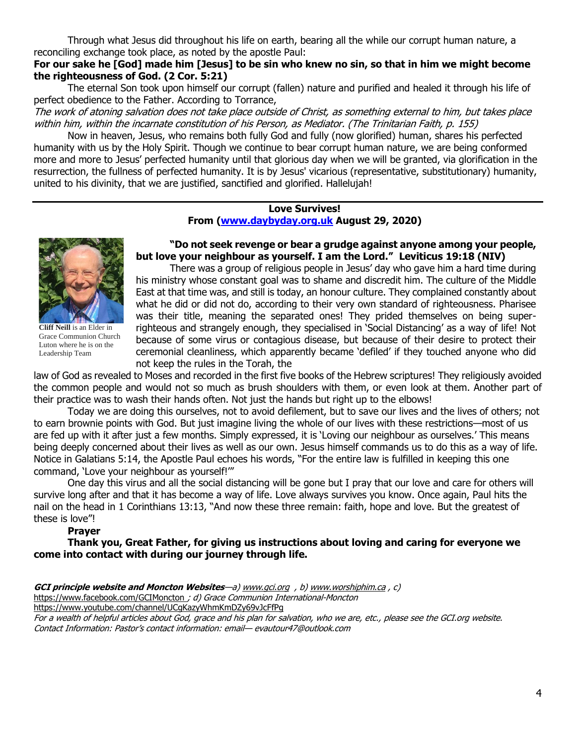Through what Jesus did throughout his life on earth, bearing all the while our corrupt human nature, a reconciling exchange took place, as noted by the apostle Paul:

**For our sake he [God] made him [Jesus] to be sin who knew no sin, so that in him we might become the righteousness of God. (2 Cor. 5:21)**

The eternal Son took upon himself our corrupt (fallen) nature and purified and healed it through his life of perfect obedience to the Father. According to Torrance,

*The work of atoning salvation does not take place outside of Christ, as something external to him, but takes place within him, within the incarnate constitution of his Person, as Mediator. (The Trinitarian Faith, p. 155)*

Now in heaven, Jesus, who remains both fully God and fully (now glorified) human, shares his perfected humanity with us by the Holy Spirit. Though we continue to bear corrupt human nature, we are being conformed more and more to Jesus' perfected humanity until that glorious day when we will be granted, via glorification in the resurrection, the fullness of perfected humanity. It is by Jesus' vicarious (representative, substitutionary) humanity, united to his divinity, that we are justified, sanctified and glorified. Hallelujah!

---

**Love Survives!**
**From ([www.daybyday.org.uk](http://www.daybyday.org.uk) August 29, 2020)**

**Cliff Neill** is an Elder in Grace Communion Church Luton where he is on the Leadership Team

**"Do not seek revenge or bear a grudge against anyone among your people, but love your neighbour as yourself. I am the Lord." Leviticus 19:18 (NIV)**

There was a group of religious people in Jesus' day who gave him a hard time during his ministry whose constant goal was to shame and discredit him. The culture of the Middle East at that time was, and still is today, an honour culture. They complained constantly about what he did or did not do, according to their very own standard of righteousness. Pharisee was their title, meaning the separated ones! They prided themselves on being super-righteous and strangely enough, they specialised in 'Social Distancing' as a way of life! Not because of some virus or contagious disease, but because of their desire to protect their ceremonial cleanliness, which apparently became 'defiled' if they touched anyone who did not keep the rules in the Torah, the law of God as revealed to Moses and recorded in the first five books of the Hebrew scriptures! They religiously avoided the common people and would not so much as brush shoulders with them, or even look at them. Another part of their practice was to wash their hands often. Not just the hands but right up to the elbows!

Today we are doing this ourselves, not to avoid defilement, but to save our lives and the lives of others; not to earn brownie points with God. But just imagine living the whole of our lives with these restrictions—most of us are fed up with it after just a few months. Simply expressed, it is 'Loving our neighbour as ourselves.' This means being deeply concerned about their lives as well as our own. Jesus himself commands us to do this as a way of life. Notice in Galatians 5:14, the Apostle Paul echoes his words, "For the entire law is fulfilled in keeping this one command, 'Love your neighbour as yourself!'"

One day this virus and all the social distancing will be gone but I pray that our love and care for others will survive long after and that it has become a way of life. Love always survives you know. Once again, Paul hits the nail on the head in 1 Corinthians 13:13, "And now these three remain: faith, hope and love. But the greatest of these is love"!

**Prayer**

**Thank you, Great Father, for giving us instructions about loving and caring for everyone we come into contact with during our journey through life.**

***GCI principle website and Moncton Websites****—a) [www.gci.org](http://www.gci.org) , b) [www.worshiphim.ca](http://www.worshiphim.ca) , c)* [https://www.facebook.com/GCIMoncton](https://www.facebook.com/GCIMoncton) *; d) Grace Communion International-Moncton* [https://www.youtube.com/channel/UCgKazyWhmKmDZy69vJcFfPg](https://www.youtube.com/channel/UCgKazyWhmKmDZy69vJcFfPg)

*For a wealth of helpful articles about God, grace and his plan for salvation, who we are, etc., please see the GCI.org website.*
*Contact Information: Pastor's contact information: email— evautour47@outlook.com*